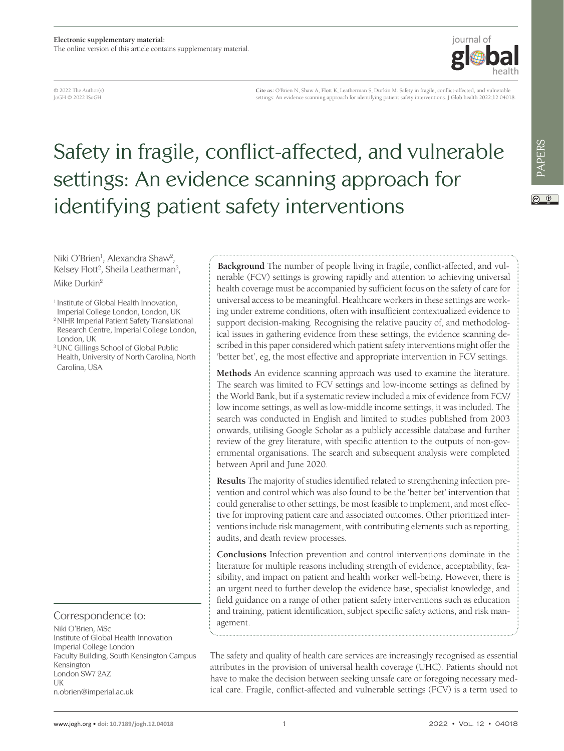Electronic supplementary material:
The online version of this article contains supplementary material.

© 2022 The Author(s)
JoGH © 2022 ISoGH

**Cite as:** O'Brien N, Shaw A, Flott K, Leatherman S, Durkin M. Safety in fragile, conflict-affected, and vulnerable settings: An evidence scanning approach for identifying patient safety interventions. J Glob health 2022;12:04018.

# Safety in fragile, conflict-affected, and vulnerable settings: An evidence scanning approach for identifying patient safety interventions

Niki O'Brien[1], Alexandra Shaw[2], Kelsey Flott[2], Sheila Leatherman[3], Mike Durkin[2]

[1] Institute of Global Health Innovation, Imperial College London, London, UK
[2] NIHR Imperial Patient Safety Translational Research Centre, Imperial College London, London, UK
[3] UNC Gillings School of Global Public Health, University of North Carolina, North Carolina, USA

**Background** The number of people living in fragile, conflict-affected, and vulnerable (FCV) settings is growing rapidly and attention to achieving universal health coverage must be accompanied by sufficient focus on the safety of care for universal access to be meaningful. Healthcare workers in these settings are working under extreme conditions, often with insufficient contextualized evidence to support decision-making. Recognising the relative paucity of, and methodological issues in gathering evidence from these settings, the evidence scanning described in this paper considered which patient safety interventions might offer the 'better bet', eg, the most effective and appropriate intervention in FCV settings.

**Methods** An evidence scanning approach was used to examine the literature. The search was limited to FCV settings and low-income settings as defined by the World Bank, but if a systematic review included a mix of evidence from FCV/low income settings, as well as low-middle income settings, it was included. The search was conducted in English and limited to studies published from 2003 onwards, utilising Google Scholar as a publicly accessible database and further review of the grey literature, with specific attention to the outputs of non-governmental organisations. The search and subsequent analysis were completed between April and June 2020.

**Results** The majority of studies identified related to strengthening infection prevention and control which was also found to be the 'better bet' intervention that could generalise to other settings, be most feasible to implement, and most effective for improving patient care and associated outcomes. Other prioritized interventions include risk management, with contributing elements such as reporting, audits, and death review processes.

**Conclusions** Infection prevention and control interventions dominate in the literature for multiple reasons including strength of evidence, acceptability, feasibility, and impact on patient and health worker well-being. However, there is an urgent need to further develop the evidence base, specialist knowledge, and field guidance on a range of other patient safety interventions such as education and training, patient identification, subject specific safety actions, and risk management.

## Correspondence to:

Niki O'Brien, MSc
Institute of Global Health Innovation
Imperial College London
Faculty Building, South Kensington Campus
Kensington
London SW7 2AZ
UK
n.obrien@imperial.ac.uk

The safety and quality of health care services are increasingly recognised as essential attributes in the provision of universal health coverage (UHC). Patients should not have to make the decision between seeking unsafe care or foregoing necessary medical care. Fragile, conflict-affected and vulnerable settings (FCV) is a term used to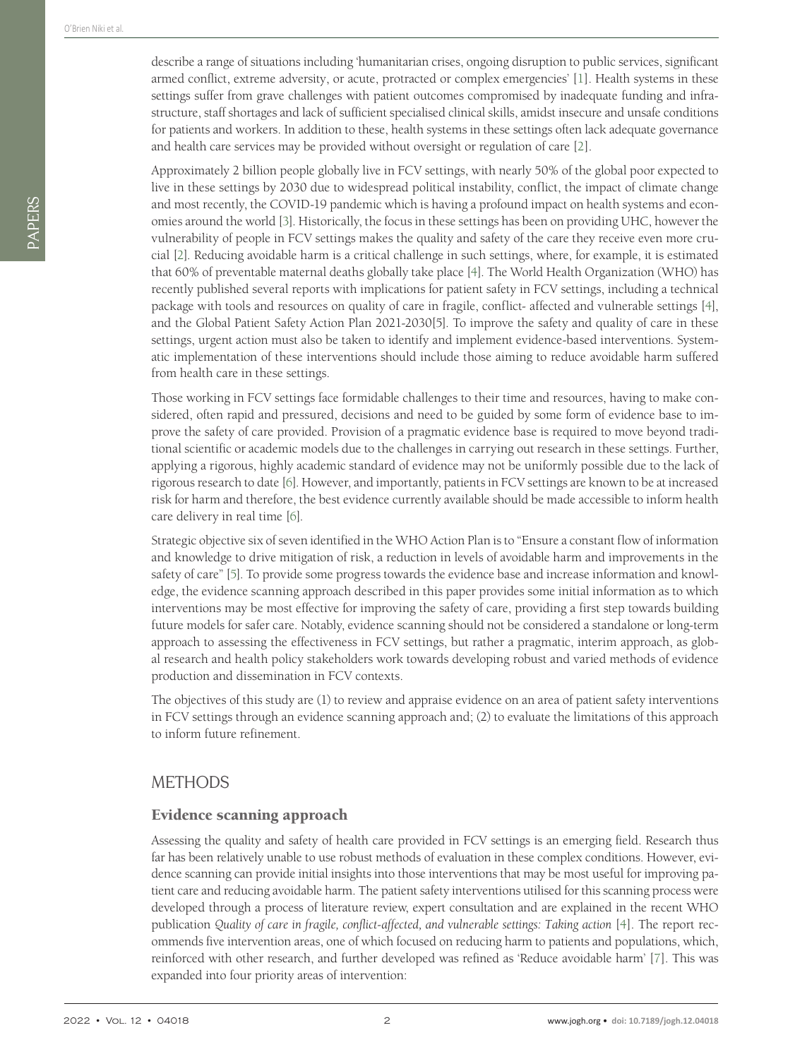describe a range of situations including 'humanitarian crises, ongoing disruption to public services, significant armed conflict, extreme adversity, or acute, protracted or complex emergencies' [1]. Health systems in these settings suffer from grave challenges with patient outcomes compromised by inadequate funding and infrastructure, staff shortages and lack of sufficient specialised clinical skills, amidst insecure and unsafe conditions for patients and workers. In addition to these, health systems in these settings often lack adequate governance and health care services may be provided without oversight or regulation of care [2].

Approximately 2 billion people globally live in FCV settings, with nearly 50% of the global poor expected to live in these settings by 2030 due to widespread political instability, conflict, the impact of climate change and most recently, the COVID-19 pandemic which is having a profound impact on health systems and economies around the world [3]. Historically, the focus in these settings has been on providing UHC, however the vulnerability of people in FCV settings makes the quality and safety of the care they receive even more crucial [2]. Reducing avoidable harm is a critical challenge in such settings, where, for example, it is estimated that 60% of preventable maternal deaths globally take place [4]. The World Health Organization (WHO) has recently published several reports with implications for patient safety in FCV settings, including a technical package with tools and resources on quality of care in fragile, conflict- affected and vulnerable settings [4], and the Global Patient Safety Action Plan 2021-2030[5]. To improve the safety and quality of care in these settings, urgent action must also be taken to identify and implement evidence-based interventions. Systematic implementation of these interventions should include those aiming to reduce avoidable harm suffered from health care in these settings.

Those working in FCV settings face formidable challenges to their time and resources, having to make considered, often rapid and pressured, decisions and need to be guided by some form of evidence base to improve the safety of care provided. Provision of a pragmatic evidence base is required to move beyond traditional scientific or academic models due to the challenges in carrying out research in these settings. Further, applying a rigorous, highly academic standard of evidence may not be uniformly possible due to the lack of rigorous research to date [6]. However, and importantly, patients in FCV settings are known to be at increased risk for harm and therefore, the best evidence currently available should be made accessible to inform health care delivery in real time [6].

Strategic objective six of seven identified in the WHO Action Plan is to "Ensure a constant flow of information and knowledge to drive mitigation of risk, a reduction in levels of avoidable harm and improvements in the safety of care" [5]. To provide some progress towards the evidence base and increase information and knowledge, the evidence scanning approach described in this paper provides some initial information as to which interventions may be most effective for improving the safety of care, providing a first step towards building future models for safer care. Notably, evidence scanning should not be considered a standalone or long-term approach to assessing the effectiveness in FCV settings, but rather a pragmatic, interim approach, as global research and health policy stakeholders work towards developing robust and varied methods of evidence production and dissemination in FCV contexts.

The objectives of this study are (1) to review and appraise evidence on an area of patient safety interventions in FCV settings through an evidence scanning approach and; (2) to evaluate the limitations of this approach to inform future refinement.

## METHODS

### Evidence scanning approach

Assessing the quality and safety of health care provided in FCV settings is an emerging field. Research thus far has been relatively unable to use robust methods of evaluation in these complex conditions. However, evidence scanning can provide initial insights into those interventions that may be most useful for improving patient care and reducing avoidable harm. The patient safety interventions utilised for this scanning process were developed through a process of literature review, expert consultation and are explained in the recent WHO publication *Quality of care in fragile, conflict-affected, and vulnerable settings: Taking action* [4]. The report recommends five intervention areas, one of which focused on reducing harm to patients and populations, which, reinforced with other research, and further developed was refined as 'Reduce avoidable harm' [7]. This was expanded into four priority areas of intervention: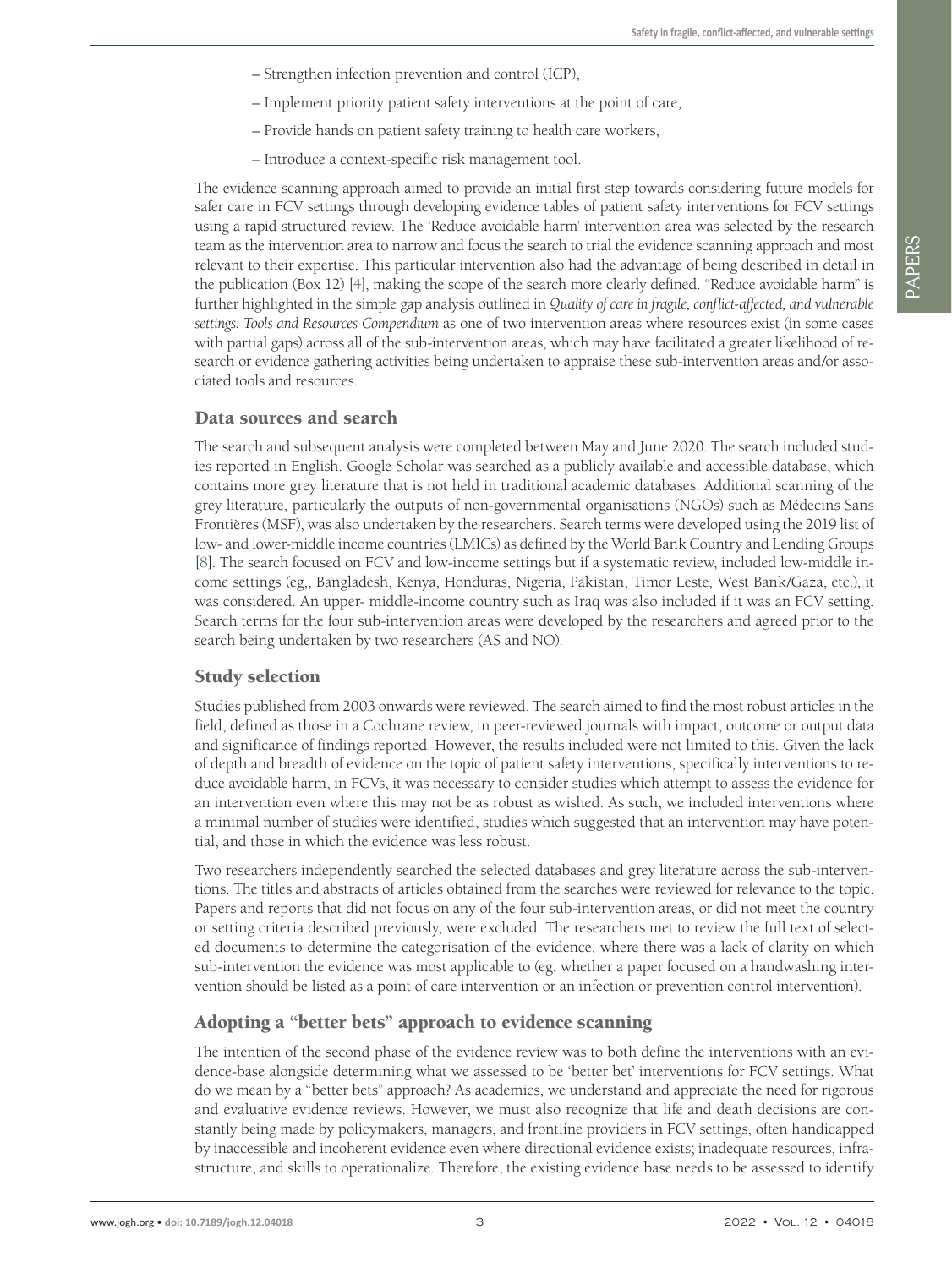– Strengthen infection prevention and control (ICP),

– Implement priority patient safety interventions at the point of care,

– Provide hands on patient safety training to health care workers,

– Introduce a context-specific risk management tool.

The evidence scanning approach aimed to provide an initial first step towards considering future models for safer care in FCV settings through developing evidence tables of patient safety interventions for FCV settings using a rapid structured review. The 'Reduce avoidable harm' intervention area was selected by the research team as the intervention area to narrow and focus the search to trial the evidence scanning approach and most relevant to their expertise. This particular intervention also had the advantage of being described in detail in the publication (Box 12) [4], making the scope of the search more clearly defined. "Reduce avoidable harm" is further highlighted in the simple gap analysis outlined in *Quality of care in fragile, conflict-affected, and vulnerable settings: Tools and Resources Compendium* as one of two intervention areas where resources exist (in some cases with partial gaps) across all of the sub-intervention areas, which may have facilitated a greater likelihood of research or evidence gathering activities being undertaken to appraise these sub-intervention areas and/or associated tools and resources.

## Data sources and search

The search and subsequent analysis were completed between May and June 2020. The search included studies reported in English. Google Scholar was searched as a publicly available and accessible database, which contains more grey literature that is not held in traditional academic databases. Additional scanning of the grey literature, particularly the outputs of non-governmental organisations (NGOs) such as Médecins Sans Frontières (MSF), was also undertaken by the researchers. Search terms were developed using the 2019 list of low- and lower-middle income countries (LMICs) as defined by the World Bank Country and Lending Groups [8]. The search focused on FCV and low-income settings but if a systematic review, included low-middle income settings (eg,, Bangladesh, Kenya, Honduras, Nigeria, Pakistan, Timor Leste, West Bank/Gaza, etc.), it was considered. An upper- middle-income country such as Iraq was also included if it was an FCV setting. Search terms for the four sub-intervention areas were developed by the researchers and agreed prior to the search being undertaken by two researchers (AS and NO).

## Study selection

Studies published from 2003 onwards were reviewed. The search aimed to find the most robust articles in the field, defined as those in a Cochrane review, in peer-reviewed journals with impact, outcome or output data and significance of findings reported. However, the results included were not limited to this. Given the lack of depth and breadth of evidence on the topic of patient safety interventions, specifically interventions to reduce avoidable harm, in FCVs, it was necessary to consider studies which attempt to assess the evidence for an intervention even where this may not be as robust as wished. As such, we included interventions where a minimal number of studies were identified, studies which suggested that an intervention may have potential, and those in which the evidence was less robust.

Two researchers independently searched the selected databases and grey literature across the sub-interventions. The titles and abstracts of articles obtained from the searches were reviewed for relevance to the topic. Papers and reports that did not focus on any of the four sub-intervention areas, or did not meet the country or setting criteria described previously, were excluded. The researchers met to review the full text of selected documents to determine the categorisation of the evidence, where there was a lack of clarity on which sub-intervention the evidence was most applicable to (eg, whether a paper focused on a handwashing intervention should be listed as a point of care intervention or an infection or prevention control intervention).

## Adopting a "better bets" approach to evidence scanning

The intention of the second phase of the evidence review was to both define the interventions with an evidence-base alongside determining what we assessed to be 'better bet' interventions for FCV settings. What do we mean by a "better bets" approach? As academics, we understand and appreciate the need for rigorous and evaluative evidence reviews. However, we must also recognize that life and death decisions are constantly being made by policymakers, managers, and frontline providers in FCV settings, often handicapped by inaccessible and incoherent evidence even where directional evidence exists; inadequate resources, infrastructure, and skills to operationalize. Therefore, the existing evidence base needs to be assessed to identify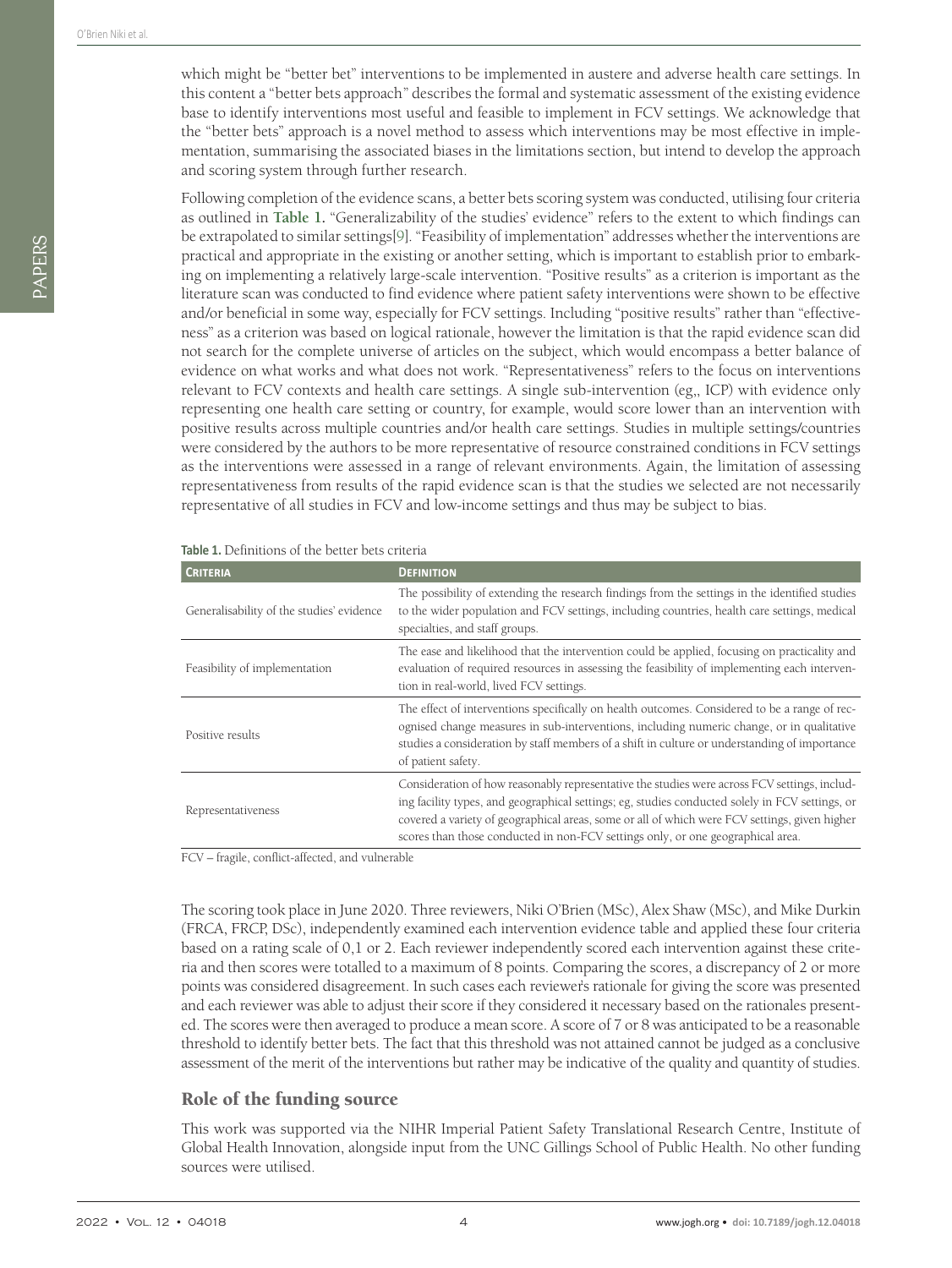which might be "better bet" interventions to be implemented in austere and adverse health care settings. In this content a "better bets approach" describes the formal and systematic assessment of the existing evidence base to identify interventions most useful and feasible to implement in FCV settings. We acknowledge that the "better bets" approach is a novel method to assess which interventions may be most effective in implementation, summarising the associated biases in the limitations section, but intend to develop the approach and scoring system through further research.

Following completion of the evidence scans, a better bets scoring system was conducted, utilising four criteria as outlined in **Table 1.** "Generalizability of the studies' evidence" refers to the extent to which findings can be extrapolated to similar settings[9]. "Feasibility of implementation" addresses whether the interventions are practical and appropriate in the existing or another setting, which is important to establish prior to embarking on implementing a relatively large-scale intervention. "Positive results" as a criterion is important as the literature scan was conducted to find evidence where patient safety interventions were shown to be effective and/or beneficial in some way, especially for FCV settings. Including "positive results" rather than "effectiveness" as a criterion was based on logical rationale, however the limitation is that the rapid evidence scan did not search for the complete universe of articles on the subject, which would encompass a better balance of evidence on what works and what does not work. "Representativeness" refers to the focus on interventions relevant to FCV contexts and health care settings. A single sub-intervention (eg,, ICP) with evidence only representing one health care setting or country, for example, would score lower than an intervention with positive results across multiple countries and/or health care settings. Studies in multiple settings/countries were considered by the authors to be more representative of resource constrained conditions in FCV settings as the interventions were assessed in a range of relevant environments. Again, the limitation of assessing representativeness from results of the rapid evidence scan is that the studies we selected are not necessarily representative of all studies in FCV and low-income settings and thus may be subject to bias.

**Table 1.** Definitions of the better bets criteria

| Criteria | Definition |
|---|---|
| Generalisability of the studies' evidence | The possibility of extending the research findings from the settings in the identified studies to the wider population and FCV settings, including countries, health care settings, medical specialties, and staff groups. |
| Feasibility of implementation | The ease and likelihood that the intervention could be applied, focusing on practicality and evaluation of required resources in assessing the feasibility of implementing each intervention in real-world, lived FCV settings. |
| Positive results | The effect of interventions specifically on health outcomes. Considered to be a range of recognised change measures in sub-interventions, including numeric change, or in qualitative studies a consideration by staff members of a shift in culture or understanding of importance of patient safety. |
| Representativeness | Consideration of how reasonably representative the studies were across FCV settings, including facility types, and geographical settings; eg, studies conducted solely in FCV settings, or covered a variety of geographical areas, some or all of which were FCV settings, given higher scores than those conducted in non-FCV settings only, or one geographical area. |

FCV – fragile, conflict-affected, and vulnerable

The scoring took place in June 2020. Three reviewers, Niki O'Brien (MSc), Alex Shaw (MSc), and Mike Durkin (FRCA, FRCP, DSc), independently examined each intervention evidence table and applied these four criteria based on a rating scale of 0,1 or 2. Each reviewer independently scored each intervention against these criteria and then scores were totalled to a maximum of 8 points. Comparing the scores, a discrepancy of 2 or more points was considered disagreement. In such cases each reviewer's rationale for giving the score was presented and each reviewer was able to adjust their score if they considered it necessary based on the rationales presented. The scores were then averaged to produce a mean score. A score of 7 or 8 was anticipated to be a reasonable threshold to identify better bets. The fact that this threshold was not attained cannot be judged as a conclusive assessment of the merit of the interventions but rather may be indicative of the quality and quantity of studies.

## Role of the funding source

This work was supported via the NIHR Imperial Patient Safety Translational Research Centre, Institute of Global Health Innovation, alongside input from the UNC Gillings School of Public Health. No other funding sources were utilised.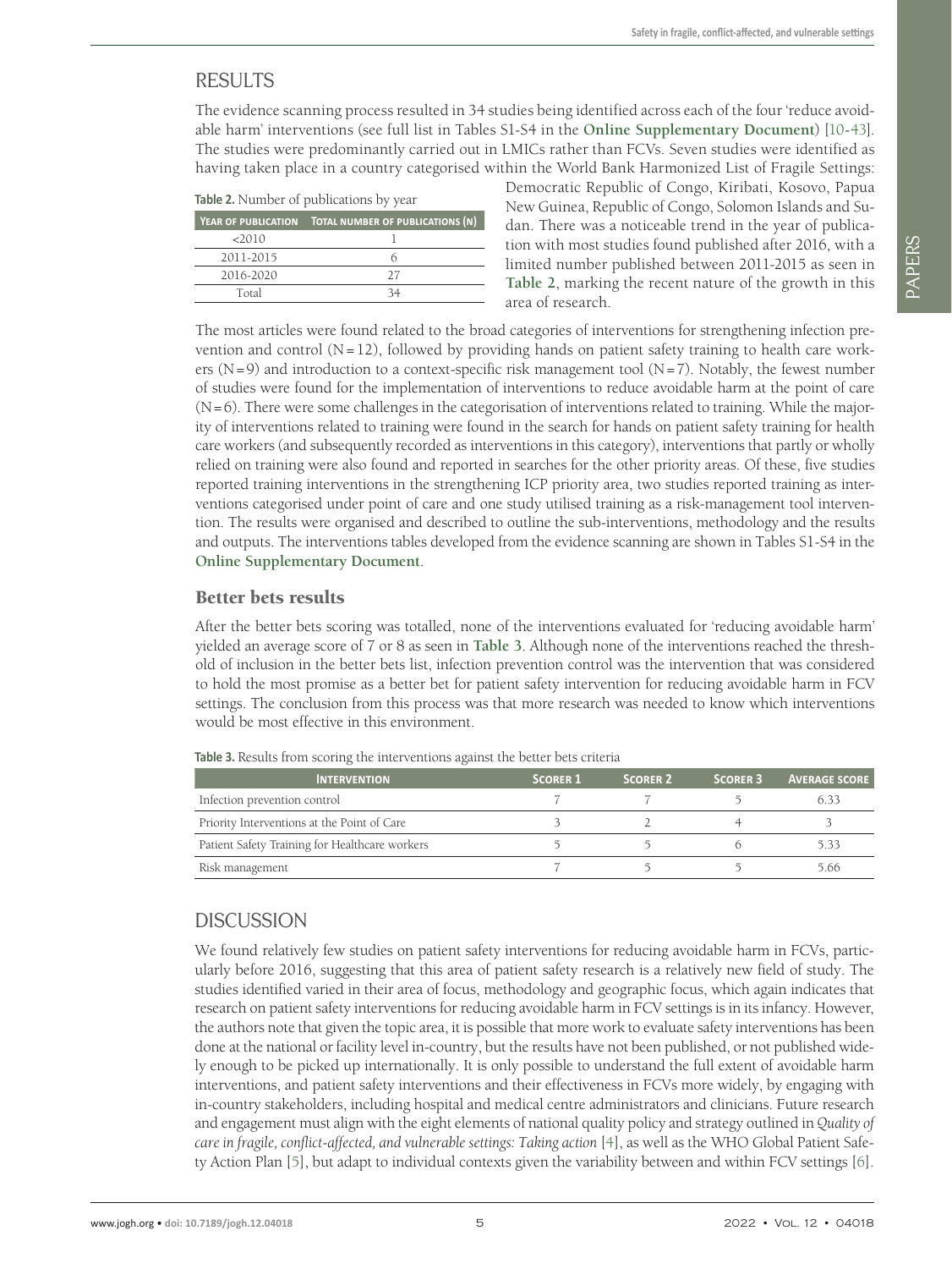## RESULTS

The evidence scanning process resulted in 34 studies being identified across each of the four 'reduce avoidable harm' interventions (see full list in Tables S1-S4 in the **Online Supplementary Document**) [10-43]. The studies were predominantly carried out in LMICs rather than FCVs. Seven studies were identified as having taken place in a country categorised within the World Bank Harmonized List of Fragile Settings: Democratic Republic of Congo, Kiribati, Kosovo, Papua New Guinea, Republic of Congo, Solomon Islands and Sudan. There was a noticeable trend in the year of publication with most studies found published after 2016, with a limited number published between 2011-2015 as seen in **Table 2**, marking the recent nature of the growth in this area of research.

**Table 2.** Number of publications by year

| Year of publication | Total number of publications (n) |
|---|---|
| <2010 | 1 |
| 2011-2015 | 6 |
| 2016-2020 | 27 |
| Total | 34 |

The most articles were found related to the broad categories of interventions for strengthening infection prevention and control (N = 12), followed by providing hands on patient safety training to health care workers (N = 9) and introduction to a context-specific risk management tool (N = 7). Notably, the fewest number of studies were found for the implementation of interventions to reduce avoidable harm at the point of care (N = 6). There were some challenges in the categorisation of interventions related to training. While the majority of interventions related to training were found in the search for hands on patient safety training for health care workers (and subsequently recorded as interventions in this category), interventions that partly or wholly relied on training were also found and reported in searches for the other priority areas. Of these, five studies reported training interventions in the strengthening ICP priority area, two studies reported training as interventions categorised under point of care and one study utilised training as a risk-management tool intervention. The results were organised and described to outline the sub-interventions, methodology and the results and outputs. The interventions tables developed from the evidence scanning are shown in Tables S1-S4 in the **Online Supplementary Document**.

### Better bets results

After the better bets scoring was totalled, none of the interventions evaluated for 'reducing avoidable harm' yielded an average score of 7 or 8 as seen in **Table 3**. Although none of the interventions reached the threshold of inclusion in the better bets list, infection prevention control was the intervention that was considered to hold the most promise as a better bet for patient safety intervention for reducing avoidable harm in FCV settings. The conclusion from this process was that more research was needed to know which interventions would be most effective in this environment.

**Table 3.** Results from scoring the interventions against the better bets criteria

| Intervention | Scorer 1 | Scorer 2 | Scorer 3 | Average score |
|---|---|---|---|---|
| Infection prevention control | 7 | 7 | 5 | 6.33 |
| Priority Interventions at the Point of Care | 3 | 2 | 4 | 3 |
| Patient Safety Training for Healthcare workers | 5 | 5 | 6 | 5.33 |
| Risk management | 7 | 5 | 5 | 5.66 |

## DISCUSSION

We found relatively few studies on patient safety interventions for reducing avoidable harm in FCVs, particularly before 2016, suggesting that this area of patient safety research is a relatively new field of study. The studies identified varied in their area of focus, methodology and geographic focus, which again indicates that research on patient safety interventions for reducing avoidable harm in FCV settings is in its infancy. However, the authors note that given the topic area, it is possible that more work to evaluate safety interventions has been done at the national or facility level in-country, but the results have not been published, or not published widely enough to be picked up internationally. It is only possible to understand the full extent of avoidable harm interventions, and patient safety interventions and their effectiveness in FCVs more widely, by engaging with in-country stakeholders, including hospital and medical centre administrators and clinicians. Future research and engagement must align with the eight elements of national quality policy and strategy outlined in *Quality of care in fragile, conflict-affected, and vulnerable settings: Taking action* [4], as well as the WHO Global Patient Safety Action Plan [5], but adapt to individual contexts given the variability between and within FCV settings [6].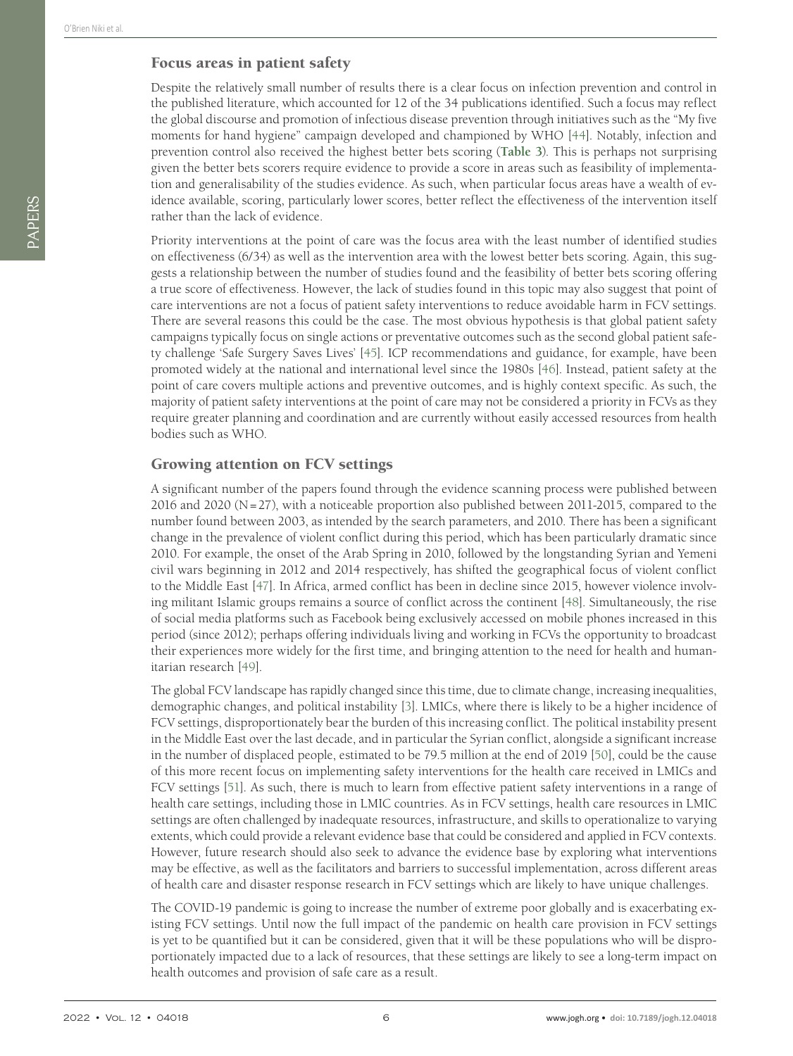## Focus areas in patient safety

Despite the relatively small number of results there is a clear focus on infection prevention and control in the published literature, which accounted for 12 of the 34 publications identified. Such a focus may reflect the global discourse and promotion of infectious disease prevention through initiatives such as the "My five moments for hand hygiene" campaign developed and championed by WHO [44]. Notably, infection and prevention control also received the highest better bets scoring (**Table 3**). This is perhaps not surprising given the better bets scorers require evidence to provide a score in areas such as feasibility of implementation and generalisability of the studies evidence. As such, when particular focus areas have a wealth of evidence available, scoring, particularly lower scores, better reflect the effectiveness of the intervention itself rather than the lack of evidence.

Priority interventions at the point of care was the focus area with the least number of identified studies on effectiveness (6/34) as well as the intervention area with the lowest better bets scoring. Again, this suggests a relationship between the number of studies found and the feasibility of better bets scoring offering a true score of effectiveness. However, the lack of studies found in this topic may also suggest that point of care interventions are not a focus of patient safety interventions to reduce avoidable harm in FCV settings. There are several reasons this could be the case. The most obvious hypothesis is that global patient safety campaigns typically focus on single actions or preventative outcomes such as the second global patient safety challenge 'Safe Surgery Saves Lives' [45]. ICP recommendations and guidance, for example, have been promoted widely at the national and international level since the 1980s [46]. Instead, patient safety at the point of care covers multiple actions and preventive outcomes, and is highly context specific. As such, the majority of patient safety interventions at the point of care may not be considered a priority in FCVs as they require greater planning and coordination and are currently without easily accessed resources from health bodies such as WHO.

## Growing attention on FCV settings

A significant number of the papers found through the evidence scanning process were published between 2016 and 2020 (N = 27), with a noticeable proportion also published between 2011-2015, compared to the number found between 2003, as intended by the search parameters, and 2010. There has been a significant change in the prevalence of violent conflict during this period, which has been particularly dramatic since 2010. For example, the onset of the Arab Spring in 2010, followed by the longstanding Syrian and Yemeni civil wars beginning in 2012 and 2014 respectively, has shifted the geographical focus of violent conflict to the Middle East [47]. In Africa, armed conflict has been in decline since 2015, however violence involving militant Islamic groups remains a source of conflict across the continent [48]. Simultaneously, the rise of social media platforms such as Facebook being exclusively accessed on mobile phones increased in this period (since 2012); perhaps offering individuals living and working in FCVs the opportunity to broadcast their experiences more widely for the first time, and bringing attention to the need for health and humanitarian research [49].

The global FCV landscape has rapidly changed since this time, due to climate change, increasing inequalities, demographic changes, and political instability [3]. LMICs, where there is likely to be a higher incidence of FCV settings, disproportionately bear the burden of this increasing conflict. The political instability present in the Middle East over the last decade, and in particular the Syrian conflict, alongside a significant increase in the number of displaced people, estimated to be 79.5 million at the end of 2019 [50], could be the cause of this more recent focus on implementing safety interventions for the health care received in LMICs and FCV settings [51]. As such, there is much to learn from effective patient safety interventions in a range of health care settings, including those in LMIC countries. As in FCV settings, health care resources in LMIC settings are often challenged by inadequate resources, infrastructure, and skills to operationalize to varying extents, which could provide a relevant evidence base that could be considered and applied in FCV contexts. However, future research should also seek to advance the evidence base by exploring what interventions may be effective, as well as the facilitators and barriers to successful implementation, across different areas of health care and disaster response research in FCV settings which are likely to have unique challenges.

The COVID-19 pandemic is going to increase the number of extreme poor globally and is exacerbating existing FCV settings. Until now the full impact of the pandemic on health care provision in FCV settings is yet to be quantified but it can be considered, given that it will be these populations who will be disproportionately impacted due to a lack of resources, that these settings are likely to see a long-term impact on health outcomes and provision of safe care as a result.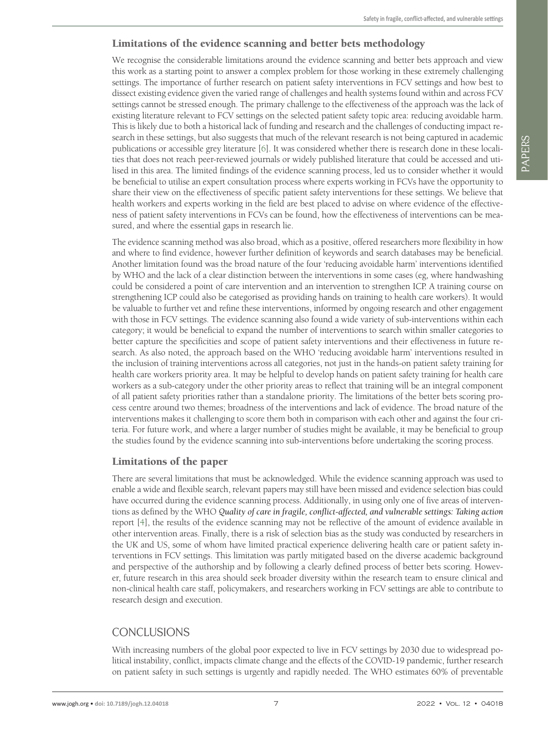### Limitations of the evidence scanning and better bets methodology

We recognise the considerable limitations around the evidence scanning and better bets approach and view this work as a starting point to answer a complex problem for those working in these extremely challenging settings. The importance of further research on patient safety interventions in FCV settings and how best to dissect existing evidence given the varied range of challenges and health systems found within and across FCV settings cannot be stressed enough. The primary challenge to the effectiveness of the approach was the lack of existing literature relevant to FCV settings on the selected patient safety topic area: reducing avoidable harm. This is likely due to both a historical lack of funding and research and the challenges of conducting impact research in these settings, but also suggests that much of the relevant research is not being captured in academic publications or accessible grey literature [6]. It was considered whether there is research done in these localities that does not reach peer-reviewed journals or widely published literature that could be accessed and utilised in this area. The limited findings of the evidence scanning process, led us to consider whether it would be beneficial to utilise an expert consultation process where experts working in FCVs have the opportunity to share their view on the effectiveness of specific patient safety interventions for these settings. We believe that health workers and experts working in the field are best placed to advise on where evidence of the effectiveness of patient safety interventions in FCVs can be found, how the effectiveness of interventions can be measured, and where the essential gaps in research lie.

The evidence scanning method was also broad, which as a positive, offered researchers more flexibility in how and where to find evidence, however further definition of keywords and search databases may be beneficial. Another limitation found was the broad nature of the four 'reducing avoidable harm' interventions identified by WHO and the lack of a clear distinction between the interventions in some cases (eg, where handwashing could be considered a point of care intervention and an intervention to strengthen ICP. A training course on strengthening ICP could also be categorised as providing hands on training to health care workers). It would be valuable to further vet and refine these interventions, informed by ongoing research and other engagement with those in FCV settings. The evidence scanning also found a wide variety of sub-interventions within each category; it would be beneficial to expand the number of interventions to search within smaller categories to better capture the specificities and scope of patient safety interventions and their effectiveness in future research. As also noted, the approach based on the WHO 'reducing avoidable harm' interventions resulted in the inclusion of training interventions across all categories, not just in the hands-on patient safety training for health care workers priority area. It may be helpful to develop hands on patient safety training for health care workers as a sub-category under the other priority areas to reflect that training will be an integral component of all patient safety priorities rather than a standalone priority. The limitations of the better bets scoring process centre around two themes; broadness of the interventions and lack of evidence. The broad nature of the interventions makes it challenging to score them both in comparison with each other and against the four criteria. For future work, and where a larger number of studies might be available, it may be beneficial to group the studies found by the evidence scanning into sub-interventions before undertaking the scoring process.

### Limitations of the paper

There are several limitations that must be acknowledged. While the evidence scanning approach was used to enable a wide and flexible search, relevant papers may still have been missed and evidence selection bias could have occurred during the evidence scanning process. Additionally, in using only one of five areas of interventions as defined by the WHO *Quality of care in fragile, conflict-affected, and vulnerable settings: Taking action* report [4], the results of the evidence scanning may not be reflective of the amount of evidence available in other intervention areas. Finally, there is a risk of selection bias as the study was conducted by researchers in the UK and US, some of whom have limited practical experience delivering health care or patient safety interventions in FCV settings. This limitation was partly mitigated based on the diverse academic background and perspective of the authorship and by following a clearly defined process of better bets scoring. However, future research in this area should seek broader diversity within the research team to ensure clinical and non-clinical health care staff, policymakers, and researchers working in FCV settings are able to contribute to research design and execution.

## CONCLUSIONS

With increasing numbers of the global poor expected to live in FCV settings by 2030 due to widespread political instability, conflict, impacts climate change and the effects of the COVID-19 pandemic, further research on patient safety in such settings is urgently and rapidly needed. The WHO estimates 60% of preventable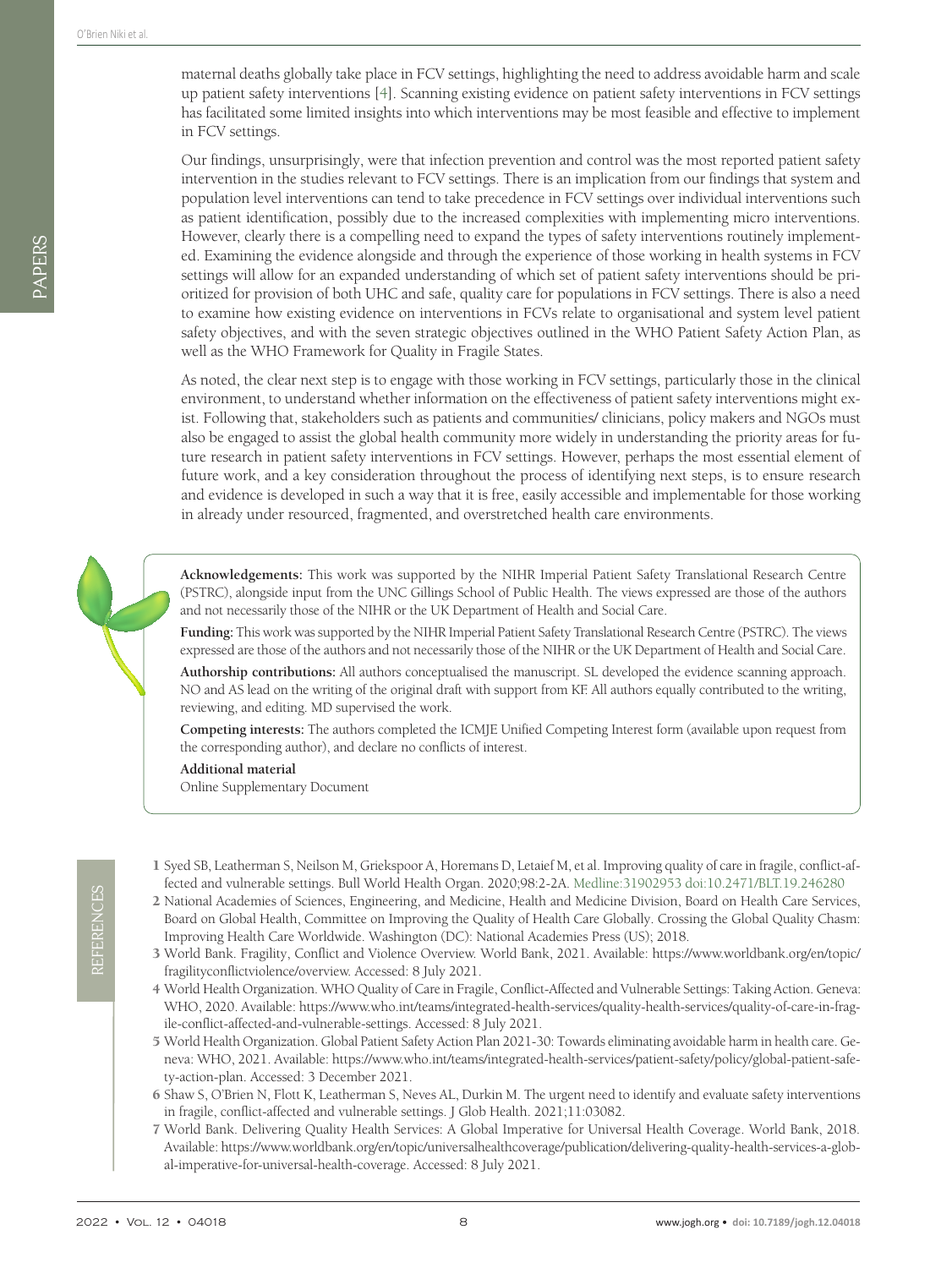maternal deaths globally take place in FCV settings, highlighting the need to address avoidable harm and scale up patient safety interventions [4]. Scanning existing evidence on patient safety interventions in FCV settings has facilitated some limited insights into which interventions may be most feasible and effective to implement in FCV settings.

Our findings, unsurprisingly, were that infection prevention and control was the most reported patient safety intervention in the studies relevant to FCV settings. There is an implication from our findings that system and population level interventions can tend to take precedence in FCV settings over individual interventions such as patient identification, possibly due to the increased complexities with implementing micro interventions. However, clearly there is a compelling need to expand the types of safety interventions routinely implemented. Examining the evidence alongside and through the experience of those working in health systems in FCV settings will allow for an expanded understanding of which set of patient safety interventions should be prioritized for provision of both UHC and safe, quality care for populations in FCV settings. There is also a need to examine how existing evidence on interventions in FCVs relate to organisational and system level patient safety objectives, and with the seven strategic objectives outlined in the WHO Patient Safety Action Plan, as well as the WHO Framework for Quality in Fragile States.

As noted, the clear next step is to engage with those working in FCV settings, particularly those in the clinical environment, to understand whether information on the effectiveness of patient safety interventions might exist. Following that, stakeholders such as patients and communities/ clinicians, policy makers and NGOs must also be engaged to assist the global health community more widely in understanding the priority areas for future research in patient safety interventions in FCV settings. However, perhaps the most essential element of future work, and a key consideration throughout the process of identifying next steps, is to ensure research and evidence is developed in such a way that it is free, easily accessible and implementable for those working in already under resourced, fragmented, and overstretched health care environments.

**Acknowledgements:** This work was supported by the NIHR Imperial Patient Safety Translational Research Centre (PSTRC), alongside input from the UNC Gillings School of Public Health. The views expressed are those of the authors and not necessarily those of the NIHR or the UK Department of Health and Social Care.

**Funding:** This work was supported by the NIHR Imperial Patient Safety Translational Research Centre (PSTRC). The views expressed are those of the authors and not necessarily those of the NIHR or the UK Department of Health and Social Care.

**Authorship contributions:** All authors conceptualised the manuscript. SL developed the evidence scanning approach. NO and AS lead on the writing of the original draft with support from KF. All authors equally contributed to the writing, reviewing, and editing. MD supervised the work.

**Competing interests:** The authors completed the ICMJE Unified Competing Interest form (available upon request from the corresponding author), and declare no conflicts of interest.

**Additional material**

Online Supplementary Document

## REFERENCES

1. Syed SB, Leatherman S, Neilson M, Griekspoor A, Horemans D, Letaief M, et al. Improving quality of care in fragile, conflict-affected and vulnerable settings. Bull World Health Organ. 2020;98:2-2A. Medline:31902953 doi:10.2471/BLT.19.246280
2. National Academies of Sciences, Engineering, and Medicine, Health and Medicine Division, Board on Health Care Services, Board on Global Health, Committee on Improving the Quality of Health Care Globally. Crossing the Global Quality Chasm: Improving Health Care Worldwide. Washington (DC): National Academies Press (US); 2018.
3. World Bank. Fragility, Conflict and Violence Overview. World Bank, 2021. Available: https://www.worldbank.org/en/topic/fragilityconflictviolence/overview. Accessed: 8 July 2021.
4. World Health Organization. WHO Quality of Care in Fragile, Conflict-Affected and Vulnerable Settings: Taking Action. Geneva: WHO, 2020. Available: https://www.who.int/teams/integrated-health-services/quality-health-services/quality-of-care-in-fragile-conflict-affected-and-vulnerable-settings. Accessed: 8 July 2021.
5. World Health Organization. Global Patient Safety Action Plan 2021-30: Towards eliminating avoidable harm in health care. Geneva: WHO, 2021. Available: https://www.who.int/teams/integrated-health-services/patient-safety/policy/global-patient-safety-action-plan. Accessed: 3 December 2021.
6. Shaw S, O'Brien N, Flott K, Leatherman S, Neves AL, Durkin M. The urgent need to identify and evaluate safety interventions in fragile, conflict-affected and vulnerable settings. J Glob Health. 2021;11:03082.
7. World Bank. Delivering Quality Health Services: A Global Imperative for Universal Health Coverage. World Bank, 2018. Available: https://www.worldbank.org/en/topic/universalhealthcoverage/publication/delivering-quality-health-services-a-global-imperative-for-universal-health-coverage. Accessed: 8 July 2021.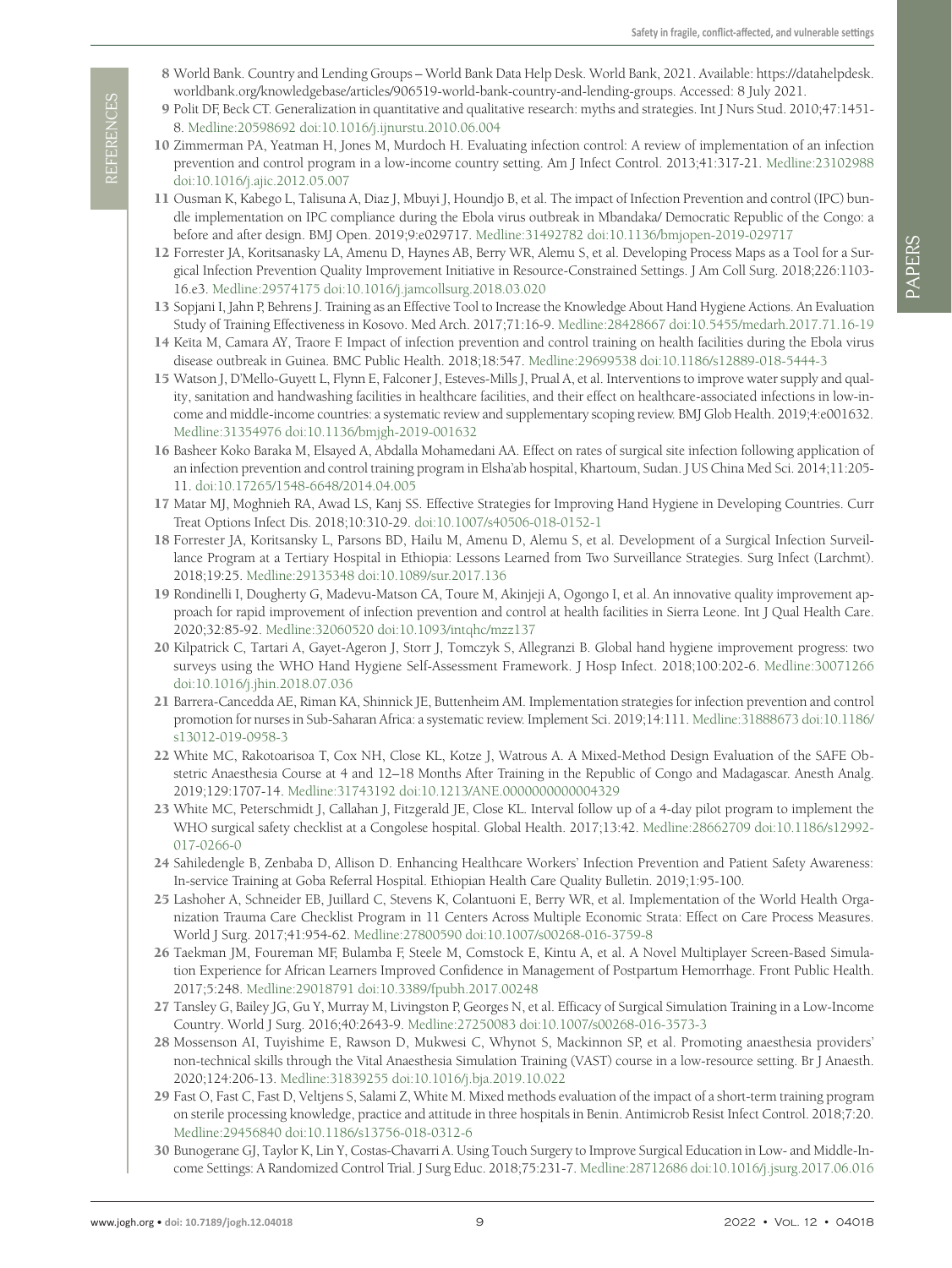8 World Bank. Country and Lending Groups – World Bank Data Help Desk. World Bank, 2021. Available: https://datahelpdesk.worldbank.org/knowledgebase/articles/906519-world-bank-country-and-lending-groups. Accessed: 8 July 2021.

9 Polit DF, Beck CT. Generalization in quantitative and qualitative research: myths and strategies. Int J Nurs Stud. 2010;47:1451-8. Medline:20598692 doi:10.1016/j.ijnurstu.2010.06.004

10 Zimmerman PA, Yeatman H, Jones M, Murdoch H. Evaluating infection control: A review of implementation of an infection prevention and control program in a low-income country setting. Am J Infect Control. 2013;41:317-21. Medline:23102988 doi:10.1016/j.ajic.2012.05.007

11 Ousman K, Kabego L, Talisuna A, Diaz J, Mbuyi J, Houndjo B, et al. The impact of Infection Prevention and control (IPC) bundle implementation on IPC compliance during the Ebola virus outbreak in Mbandaka/ Democratic Republic of the Congo: a before and after design. BMJ Open. 2019;9:e029717. Medline:31492782 doi:10.1136/bmjopen-2019-029717

12 Forrester JA, Koritsanasky LA, Amenu D, Haynes AB, Berry WR, Alemu S, et al. Developing Process Maps as a Tool for a Surgical Infection Prevention Quality Improvement Initiative in Resource-Constrained Settings. J Am Coll Surg. 2018;226:1103-16.e3. Medline:29574175 doi:10.1016/j.jamcollsurg.2018.03.020

13 Sopjani I, Jahn P, Behrens J. Training as an Effective Tool to Increase the Knowledge About Hand Hygiene Actions. An Evaluation Study of Training Effectiveness in Kosovo. Med Arch. 2017;71:16-9. Medline:28428667 doi:10.5455/medarh.2017.71.16-19

14 Keïta M, Camara AY, Traore F. Impact of infection prevention and control training on health facilities during the Ebola virus disease outbreak in Guinea. BMC Public Health. 2018;18:547. Medline:29699538 doi:10.1186/s12889-018-5444-3

15 Watson J, D'Mello-Guyett L, Flynn E, Falconer J, Esteves-Mills J, Prual A, et al. Interventions to improve water supply and quality, sanitation and handwashing facilities in healthcare facilities, and their effect on healthcare-associated infections in low-income and middle-income countries: a systematic review and supplementary scoping review. BMJ Glob Health. 2019;4:e001632. Medline:31354976 doi:10.1136/bmjgh-2019-001632

16 Basheer Koko Baraka M, Elsayed A, Abdalla Mohamedani AA. Effect on rates of surgical site infection following application of an infection prevention and control training program in Elsha'ab hospital, Khartoum, Sudan. J US China Med Sci. 2014;11:205-11. doi:10.17265/1548-6648/2014.04.005

17 Matar MJ, Moghnieh RA, Awad LS, Kanj SS. Effective Strategies for Improving Hand Hygiene in Developing Countries. Curr Treat Options Infect Dis. 2018;10:310-29. doi:10.1007/s40506-018-0152-1

18 Forrester JA, Koritsansky L, Parsons BD, Hailu M, Amenu D, Alemu S, et al. Development of a Surgical Infection Surveillance Program at a Tertiary Hospital in Ethiopia: Lessons Learned from Two Surveillance Strategies. Surg Infect (Larchmt). 2018;19:25. Medline:29135348 doi:10.1089/sur.2017.136

19 Rondinelli I, Dougherty G, Madevu-Matson CA, Toure M, Akinjeji A, Ogongo I, et al. An innovative quality improvement approach for rapid improvement of infection prevention and control at health facilities in Sierra Leone. Int J Qual Health Care. 2020;32:85-92. Medline:32060520 doi:10.1093/intqhc/mzz137

20 Kilpatrick C, Tartari A, Gayet-Ageron J, Storr J, Tomczyk S, Allegranzi B. Global hand hygiene improvement progress: two surveys using the WHO Hand Hygiene Self-Assessment Framework. J Hosp Infect. 2018;100:202-6. Medline:30071266 doi:10.1016/j.jhin.2018.07.036

21 Barrera-Cancedda AE, Riman KA, Shinnick JE, Buttenheim AM. Implementation strategies for infection prevention and control promotion for nurses in Sub-Saharan Africa: a systematic review. Implement Sci. 2019;14:111. Medline:31888673 doi:10.1186/s13012-019-0958-3

22 White MC, Rakotoarisoa T, Cox NH, Close KL, Kotze J, Watrous A. A Mixed-Method Design Evaluation of the SAFE Obstetric Anaesthesia Course at 4 and 12–18 Months After Training in the Republic of Congo and Madagascar. Anesth Analg. 2019;129:1707-14. Medline:31743192 doi:10.1213/ANE.0000000000004329

23 White MC, Peterschmidt J, Callahan J, Fitzgerald JE, Close KL. Interval follow up of a 4-day pilot program to implement the WHO surgical safety checklist at a Congolese hospital. Global Health. 2017;13:42. Medline:28662709 doi:10.1186/s12992-017-0266-0

24 Sahiledengle B, Zenbaba D, Allison D. Enhancing Healthcare Workers' Infection Prevention and Patient Safety Awareness: In-service Training at Goba Referral Hospital. Ethiopian Health Care Quality Bulletin. 2019;1:95-100.

25 Lashoher A, Schneider EB, Juillard C, Stevens K, Colantuoni E, Berry WR, et al. Implementation of the World Health Organization Trauma Care Checklist Program in 11 Centers Across Multiple Economic Strata: Effect on Care Process Measures. World J Surg. 2017;41:954-62. Medline:27800590 doi:10.1007/s00268-016-3759-8

26 Taekman JM, Foureman MF, Bulamba F, Steele M, Comstock E, Kintu A, et al. A Novel Multiplayer Screen-Based Simulation Experience for African Learners Improved Confidence in Management of Postpartum Hemorrhage. Front Public Health. 2017;5:248. Medline:29018791 doi:10.3389/fpubh.2017.00248

27 Tansley G, Bailey JG, Gu Y, Murray M, Livingston P, Georges N, et al. Efficacy of Surgical Simulation Training in a Low-Income Country. World J Surg. 2016;40:2643-9. Medline:27250083 doi:10.1007/s00268-016-3573-3

28 Mossenson AI, Tuyishime E, Rawson D, Mukwesi C, Whynot S, Mackinnon SP, et al. Promoting anaesthesia providers' non-technical skills through the Vital Anaesthesia Simulation Training (VAST) course in a low-resource setting. Br J Anaesth. 2020;124:206-13. Medline:31839255 doi:10.1016/j.bja.2019.10.022

29 Fast O, Fast C, Fast D, Veltjens S, Salami Z, White M. Mixed methods evaluation of the impact of a short-term training program on sterile processing knowledge, practice and attitude in three hospitals in Benin. Antimicrob Resist Infect Control. 2018;7:20. Medline:29456840 doi:10.1186/s13756-018-0312-6

30 Bunogerane GJ, Taylor K, Lin Y, Costas-Chavarri A. Using Touch Surgery to Improve Surgical Education in Low- and Middle-Income Settings: A Randomized Control Trial. J Surg Educ. 2018;75:231-7. Medline:28712686 doi:10.1016/j.jsurg.2017.06.016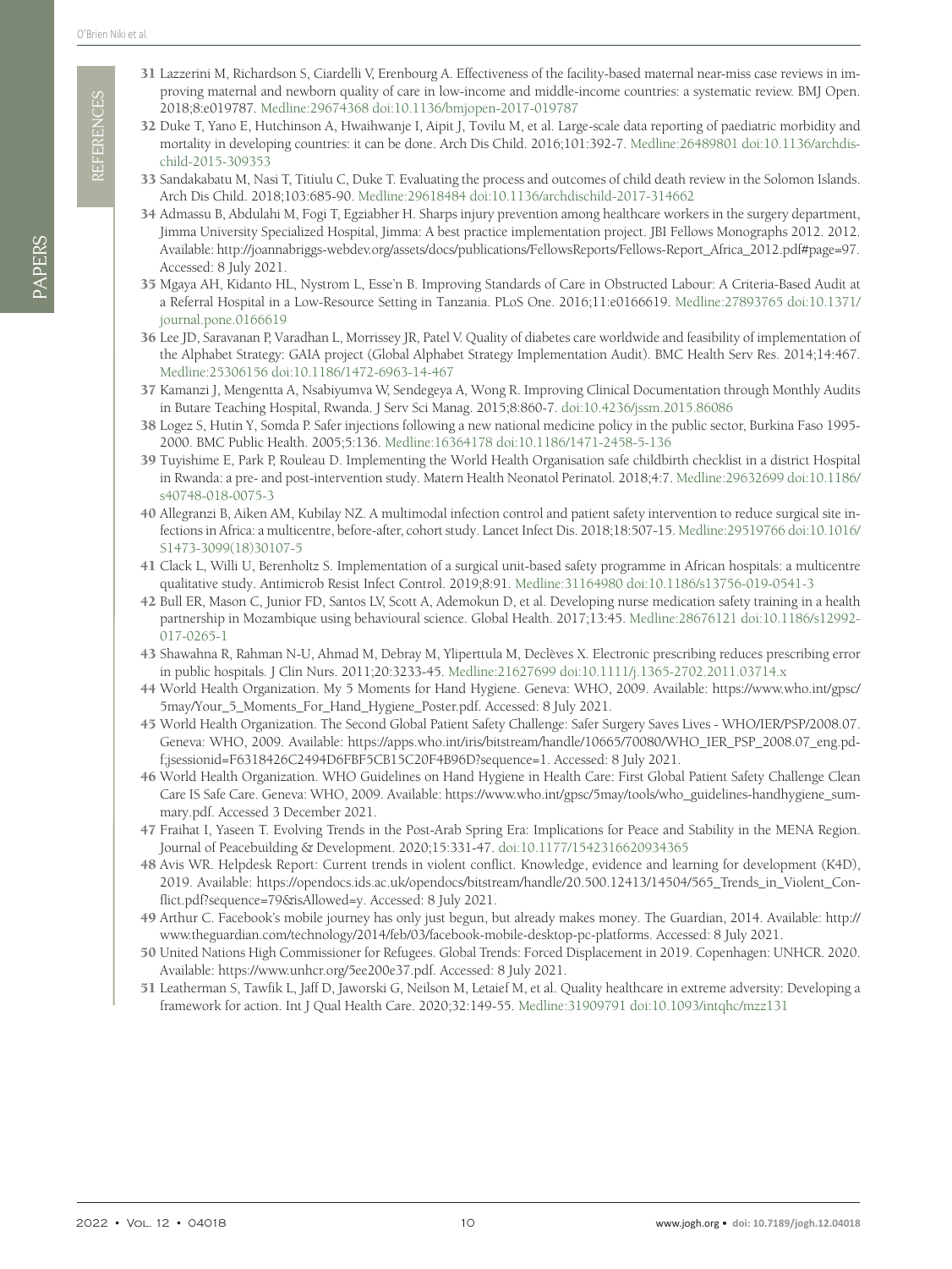31 Lazzerini M, Richardson S, Ciardelli V, Erenbourg A. Effectiveness of the facility-based maternal near-miss case reviews in improving maternal and newborn quality of care in low-income and middle-income countries: a systematic review. BMJ Open. 2018;8:e019787. Medline:29674368 doi:10.1136/bmjopen-2017-019787

32 Duke T, Yano E, Hutchinson A, Hwaihwanje I, Aipit J, Tovilu M, et al. Large-scale data reporting of paediatric morbidity and mortality in developing countries: it can be done. Arch Dis Child. 2016;101:392-7. Medline:26489801 doi:10.1136/archdischild-2015-309353

33 Sandakabatu M, Nasi T, Titiulu C, Duke T. Evaluating the process and outcomes of child death review in the Solomon Islands. Arch Dis Child. 2018;103:685-90. Medline:29618484 doi:10.1136/archdischild-2017-314662

34 Admassu B, Abdulahi M, Fogi T, Egziabher H. Sharps injury prevention among healthcare workers in the surgery department, Jimma University Specialized Hospital, Jimma: A best practice implementation project. JBI Fellows Monographs 2012. 2012. Available: http://joannabriggs-webdev.org/assets/docs/publications/FellowsReports/Fellows-Report_Africa_2012.pdf#page=97. Accessed: 8 July 2021.

35 Mgaya AH, Kidanto HL, Nystrom L, Esse'n B. Improving Standards of Care in Obstructed Labour: A Criteria-Based Audit at a Referral Hospital in a Low-Resource Setting in Tanzania. PLoS One. 2016;11:e0166619. Medline:27893765 doi:10.1371/journal.pone.0166619

36 Lee JD, Saravanan P, Varadhan L, Morrissey JR, Patel V. Quality of diabetes care worldwide and feasibility of implementation of the Alphabet Strategy: GAIA project (Global Alphabet Strategy Implementation Audit). BMC Health Serv Res. 2014;14:467. Medline:25306156 doi:10.1186/1472-6963-14-467

37 Kamanzi J, Mengentta A, Nsabiyumva W, Sendegeya A, Wong R. Improving Clinical Documentation through Monthly Audits in Butare Teaching Hospital, Rwanda. J Serv Sci Manag. 2015;8:860-7. doi:10.4236/jssm.2015.86086

38 Logez S, Hutin Y, Somda P. Safer injections following a new national medicine policy in the public sector, Burkina Faso 1995-2000. BMC Public Health. 2005;5:136. Medline:16364178 doi:10.1186/1471-2458-5-136

39 Tuyishime E, Park P, Rouleau D. Implementing the World Health Organisation safe childbirth checklist in a district Hospital in Rwanda: a pre- and post-intervention study. Matern Health Neonatol Perinatol. 2018;4:7. Medline:29632699 doi:10.1186/s40748-018-0075-3

40 Allegranzi B, Aiken AM, Kubilay NZ. A multimodal infection control and patient safety intervention to reduce surgical site infections in Africa: a multicentre, before-after, cohort study. Lancet Infect Dis. 2018;18:507-15. Medline:29519766 doi:10.1016/S1473-3099(18)30107-5

41 Clack L, Willi U, Berenholtz S. Implementation of a surgical unit-based safety programme in African hospitals: a multicentre qualitative study. Antimicrob Resist Infect Control. 2019;8:91. Medline:31164980 doi:10.1186/s13756-019-0541-3

42 Bull ER, Mason C, Junior FD, Santos LV, Scott A, Ademokun D, et al. Developing nurse medication safety training in a health partnership in Mozambique using behavioural science. Global Health. 2017;13:45. Medline:28676121 doi:10.1186/s12992-017-0265-1

43 Shawahna R, Rahman N-U, Ahmad M, Debray M, Yliperttula M, Declèves X. Electronic prescribing reduces prescribing error in public hospitals. J Clin Nurs. 2011;20:3233-45. Medline:21627699 doi:10.1111/j.1365-2702.2011.03714.x

44 World Health Organization. My 5 Moments for Hand Hygiene. Geneva: WHO, 2009. Available: https://www.who.int/gpsc/5may/Your_5_Moments_For_Hand_Hygiene_Poster.pdf. Accessed: 8 July 2021.

45 World Health Organization. The Second Global Patient Safety Challenge: Safer Surgery Saves Lives - WHO/IER/PSP/2008.07. Geneva: WHO, 2009. Available: https://apps.who.int/iris/bitstream/handle/10665/70080/WHO_IER_PSP_2008.07_eng.pdf;jsessionid=F6318426C2494D6FBF5CB15C20F4B96D?sequence=1. Accessed: 8 July 2021.

46 World Health Organization. WHO Guidelines on Hand Hygiene in Health Care: First Global Patient Safety Challenge Clean Care IS Safe Care. Geneva: WHO, 2009. Available: https://www.who.int/gpsc/5may/tools/who_guidelines-handhygiene_summary.pdf. Accessed 3 December 2021.

47 Fraihat I, Yaseen T. Evolving Trends in the Post-Arab Spring Era: Implications for Peace and Stability in the MENA Region. Journal of Peacebuilding & Development. 2020;15:331-47. doi:10.1177/1542316620934365

48 Avis WR. Helpdesk Report: Current trends in violent conflict. Knowledge, evidence and learning for development (K4D), 2019. Available: https://opendocs.ids.ac.uk/opendocs/bitstream/handle/20.500.12413/14504/565_Trends_in_Violent_Conflict.pdf?sequence=79&isAllowed=y. Accessed: 8 July 2021.

49 Arthur C. Facebook's mobile journey has only just begun, but already makes money. The Guardian, 2014. Available: http://www.theguardian.com/technology/2014/feb/03/facebook-mobile-desktop-pc-platforms. Accessed: 8 July 2021.

50 United Nations High Commissioner for Refugees. Global Trends: Forced Displacement in 2019. Copenhagen: UNHCR. 2020. Available: https://www.unhcr.org/5ee200e37.pdf. Accessed: 8 July 2021.

51 Leatherman S, Tawfik L, Jaff D, Jaworski G, Neilson M, Letaief M, et al. Quality healthcare in extreme adversity: Developing a framework for action. Int J Qual Health Care. 2020;32:149-55. Medline:31909791 doi:10.1093/intqhc/mzz131